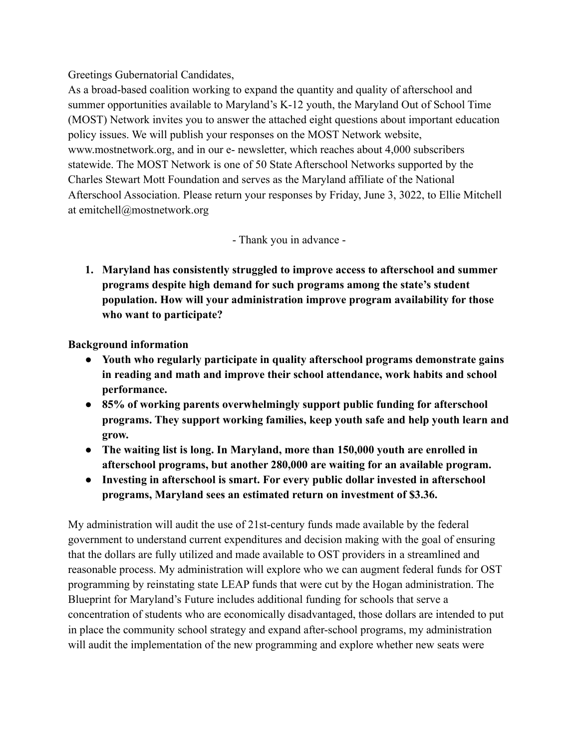Greetings Gubernatorial Candidates,

As a broad-based coalition working to expand the quantity and quality of afterschool and summer opportunities available to Maryland's K-12 youth, the Maryland Out of School Time (MOST) Network invites you to answer the attached eight questions about important education policy issues. We will publish your responses on the MOST Network website, www.mostnetwork.org, and in our e- newsletter, which reaches about 4,000 subscribers statewide. The MOST Network is one of 50 State Afterschool Networks supported by the Charles Stewart Mott Foundation and serves as the Maryland affiliate of the National Afterschool Association. Please return your responses by Friday, June 3, 3022, to Ellie Mitchell at emitchell@mostnetwork.org

- Thank you in advance -

1. **Maryland has consistently struggled to improve access to afterschool and summer programs despite high demand for such programs among the state's student population. How will your administration improve program availability for those who want to participate?**

**Background information**

- **Youth who regularly participate in quality afterschool programs demonstrate gains in reading and math and improve their school attendance, work habits and school performance.**
- **85% of working parents overwhelmingly support public funding for afterschool programs. They support working families, keep youth safe and help youth learn and grow.**
- **The waiting list is long. In Maryland, more than 150,000 youth are enrolled in afterschool programs, but another 280,000 are waiting for an available program.**
- **Investing in afterschool is smart. For every public dollar invested in afterschool programs, Maryland sees an estimated return on investment of $3.36.**

My administration will audit the use of 21st-century funds made available by the federal government to understand current expenditures and decision making with the goal of ensuring that the dollars are fully utilized and made available to OST providers in a streamlined and reasonable process. My administration will explore who we can augment federal funds for OST programming by reinstating state LEAP funds that were cut by the Hogan administration. The Blueprint for Maryland's Future includes additional funding for schools that serve a concentration of students who are economically disadvantaged, those dollars are intended to put in place the community school strategy and expand after-school programs, my administration will audit the implementation of the new programming and explore whether new seats were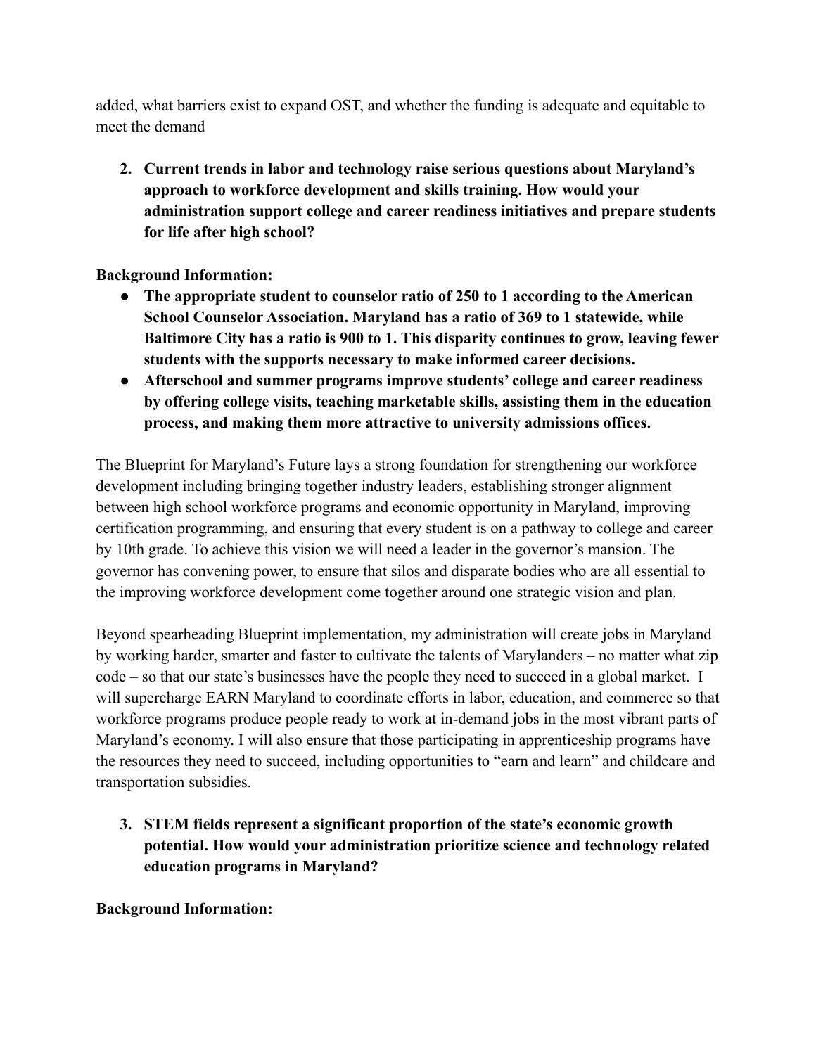added, what barriers exist to expand OST, and whether the funding is adequate and equitable to meet the demand

2. **Current trends in labor and technology raise serious questions about Maryland's approach to workforce development and skills training. How would your administration support college and career readiness initiatives and prepare students for life after high school?**

**Background Information:**

- **The appropriate student to counselor ratio of 250 to 1 according to the American School Counselor Association. Maryland has a ratio of 369 to 1 statewide, while Baltimore City has a ratio is 900 to 1. This disparity continues to grow, leaving fewer students with the supports necessary to make informed career decisions.**
- **Afterschool and summer programs improve students' college and career readiness by offering college visits, teaching marketable skills, assisting them in the education process, and making them more attractive to university admissions offices.**

The Blueprint for Maryland's Future lays a strong foundation for strengthening our workforce development including bringing together industry leaders, establishing stronger alignment between high school workforce programs and economic opportunity in Maryland, improving certification programming, and ensuring that every student is on a pathway to college and career by 10th grade. To achieve this vision we will need a leader in the governor's mansion. The governor has convening power, to ensure that silos and disparate bodies who are all essential to the improving workforce development come together around one strategic vision and plan.

Beyond spearheading Blueprint implementation, my administration will create jobs in Maryland by working harder, smarter and faster to cultivate the talents of Marylanders – no matter what zip code – so that our state's businesses have the people they need to succeed in a global market. I will supercharge EARN Maryland to coordinate efforts in labor, education, and commerce so that workforce programs produce people ready to work at in-demand jobs in the most vibrant parts of Maryland's economy. I will also ensure that those participating in apprenticeship programs have the resources they need to succeed, including opportunities to "earn and learn" and childcare and transportation subsidies.

3. **STEM fields represent a significant proportion of the state's economic growth potential. How would your administration prioritize science and technology related education programs in Maryland?**

**Background Information:**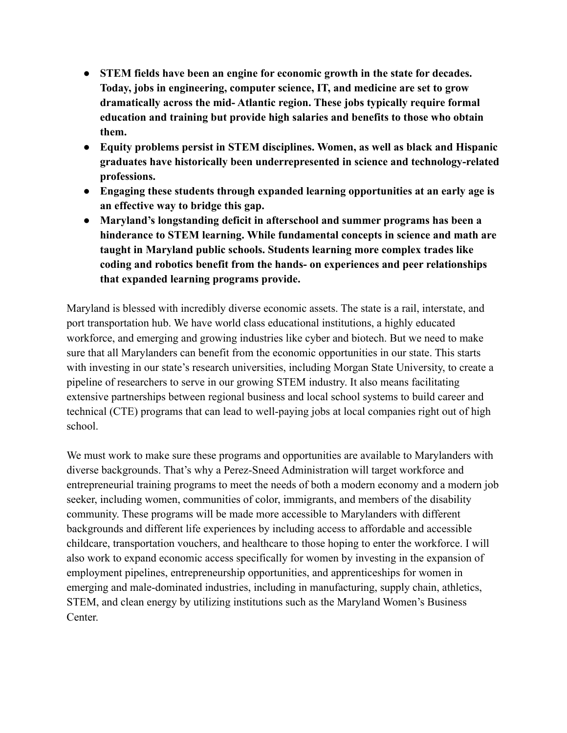- **STEM fields have been an engine for economic growth in the state for decades. Today, jobs in engineering, computer science, IT, and medicine are set to grow dramatically across the mid- Atlantic region. These jobs typically require formal education and training but provide high salaries and benefits to those who obtain them.**
- **Equity problems persist in STEM disciplines. Women, as well as black and Hispanic graduates have historically been underrepresented in science and technology-related professions.**
- **Engaging these students through expanded learning opportunities at an early age is an effective way to bridge this gap.**
- **Maryland's longstanding deficit in afterschool and summer programs has been a hinderance to STEM learning. While fundamental concepts in science and math are taught in Maryland public schools. Students learning more complex trades like coding and robotics benefit from the hands- on experiences and peer relationships that expanded learning programs provide.**

Maryland is blessed with incredibly diverse economic assets. The state is a rail, interstate, and port transportation hub. We have world class educational institutions, a highly educated workforce, and emerging and growing industries like cyber and biotech. But we need to make sure that all Marylanders can benefit from the economic opportunities in our state. This starts with investing in our state's research universities, including Morgan State University, to create a pipeline of researchers to serve in our growing STEM industry. It also means facilitating extensive partnerships between regional business and local school systems to build career and technical (CTE) programs that can lead to well-paying jobs at local companies right out of high school.

We must work to make sure these programs and opportunities are available to Marylanders with diverse backgrounds. That's why a Perez-Sneed Administration will target workforce and entrepreneurial training programs to meet the needs of both a modern economy and a modern job seeker, including women, communities of color, immigrants, and members of the disability community. These programs will be made more accessible to Marylanders with different backgrounds and different life experiences by including access to affordable and accessible childcare, transportation vouchers, and healthcare to those hoping to enter the workforce. I will also work to expand economic access specifically for women by investing in the expansion of employment pipelines, entrepreneurship opportunities, and apprenticeships for women in emerging and male-dominated industries, including in manufacturing, supply chain, athletics, STEM, and clean energy by utilizing institutions such as the Maryland Women's Business Center.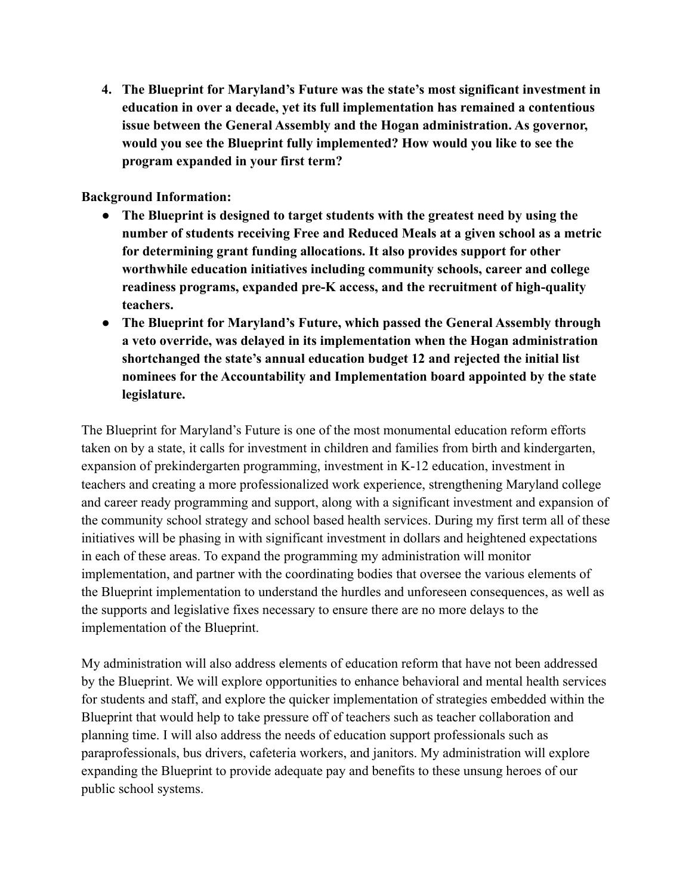4. **The Blueprint for Maryland's Future was the state's most significant investment in education in over a decade, yet its full implementation has remained a contentious issue between the General Assembly and the Hogan administration. As governor, would you see the Blueprint fully implemented? How would you like to see the program expanded in your first term?**

**Background Information:**

- **The Blueprint is designed to target students with the greatest need by using the number of students receiving Free and Reduced Meals at a given school as a metric for determining grant funding allocations. It also provides support for other worthwhile education initiatives including community schools, career and college readiness programs, expanded pre-K access, and the recruitment of high-quality teachers.**
- **The Blueprint for Maryland's Future, which passed the General Assembly through a veto override, was delayed in its implementation when the Hogan administration shortchanged the state's annual education budget 12 and rejected the initial list nominees for the Accountability and Implementation board appointed by the state legislature.**

The Blueprint for Maryland's Future is one of the most monumental education reform efforts taken on by a state, it calls for investment in children and families from birth and kindergarten, expansion of prekindergarten programming, investment in K-12 education, investment in teachers and creating a more professionalized work experience, strengthening Maryland college and career ready programming and support, along with a significant investment and expansion of the community school strategy and school based health services. During my first term all of these initiatives will be phasing in with significant investment in dollars and heightened expectations in each of these areas. To expand the programming my administration will monitor implementation, and partner with the coordinating bodies that oversee the various elements of the Blueprint implementation to understand the hurdles and unforeseen consequences, as well as the supports and legislative fixes necessary to ensure there are no more delays to the implementation of the Blueprint.

My administration will also address elements of education reform that have not been addressed by the Blueprint. We will explore opportunities to enhance behavioral and mental health services for students and staff, and explore the quicker implementation of strategies embedded within the Blueprint that would help to take pressure off of teachers such as teacher collaboration and planning time. I will also address the needs of education support professionals such as paraprofessionals, bus drivers, cafeteria workers, and janitors. My administration will explore expanding the Blueprint to provide adequate pay and benefits to these unsung heroes of our public school systems.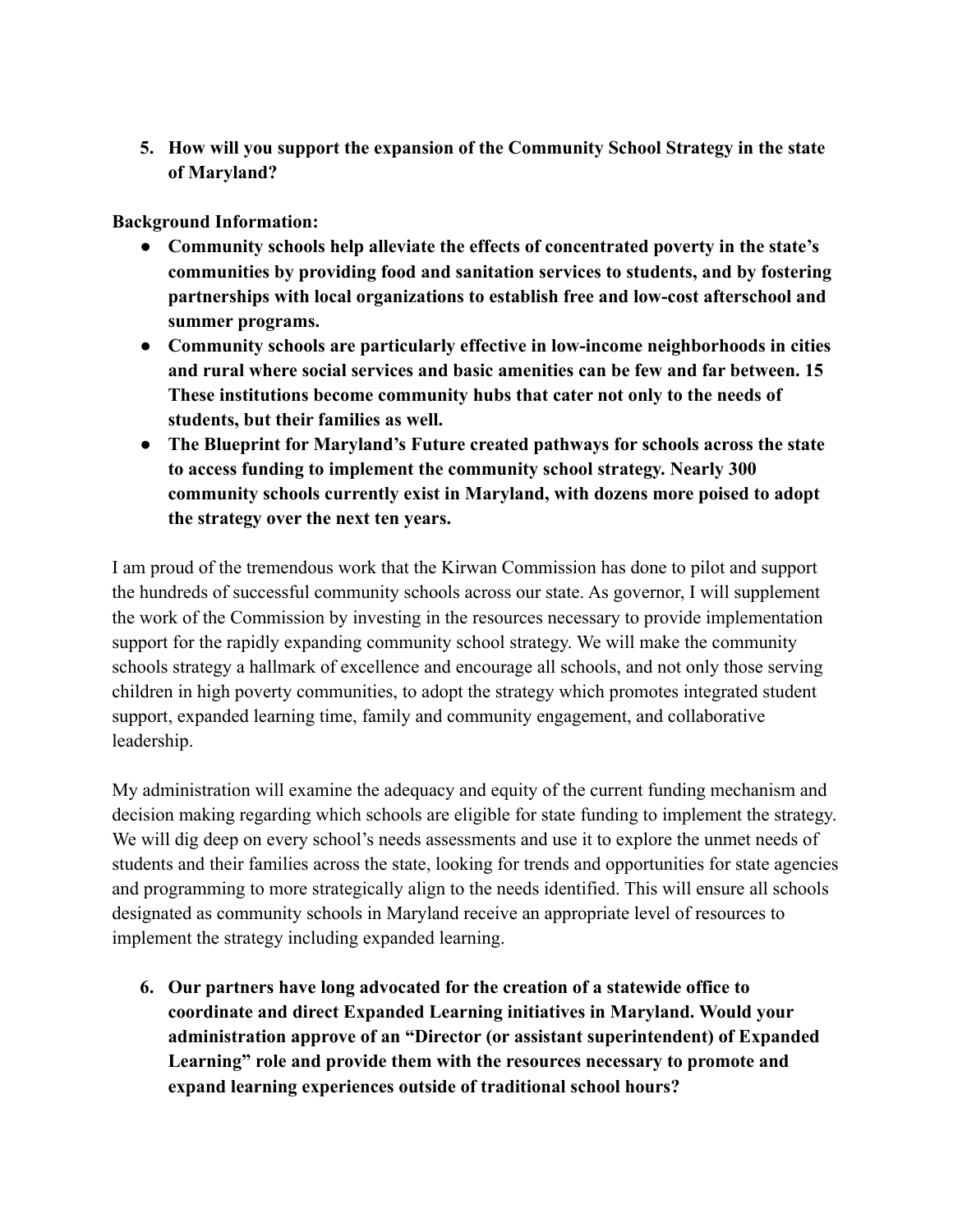5. **How will you support the expansion of the Community School Strategy in the state of Maryland?**

**Background Information:**

- **Community schools help alleviate the effects of concentrated poverty in the state's communities by providing food and sanitation services to students, and by fostering partnerships with local organizations to establish free and low-cost afterschool and summer programs.**
- **Community schools are particularly effective in low-income neighborhoods in cities and rural where social services and basic amenities can be few and far between. 15 These institutions become community hubs that cater not only to the needs of students, but their families as well.**
- **The Blueprint for Maryland's Future created pathways for schools across the state to access funding to implement the community school strategy. Nearly 300 community schools currently exist in Maryland, with dozens more poised to adopt the strategy over the next ten years.**

I am proud of the tremendous work that the Kirwan Commission has done to pilot and support the hundreds of successful community schools across our state. As governor, I will supplement the work of the Commission by investing in the resources necessary to provide implementation support for the rapidly expanding community school strategy. We will make the community schools strategy a hallmark of excellence and encourage all schools, and not only those serving children in high poverty communities, to adopt the strategy which promotes integrated student support, expanded learning time, family and community engagement, and collaborative leadership.

My administration will examine the adequacy and equity of the current funding mechanism and decision making regarding which schools are eligible for state funding to implement the strategy. We will dig deep on every school's needs assessments and use it to explore the unmet needs of students and their families across the state, looking for trends and opportunities for state agencies and programming to more strategically align to the needs identified. This will ensure all schools designated as community schools in Maryland receive an appropriate level of resources to implement the strategy including expanded learning.

6. **Our partners have long advocated for the creation of a statewide office to coordinate and direct Expanded Learning initiatives in Maryland. Would your administration approve of an "Director (or assistant superintendent) of Expanded Learning" role and provide them with the resources necessary to promote and expand learning experiences outside of traditional school hours?**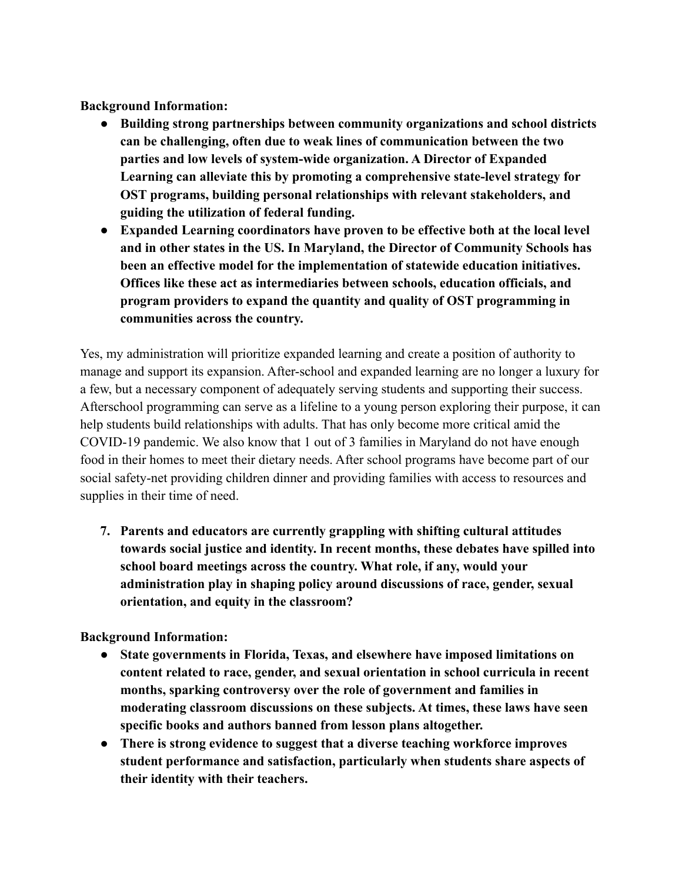**Background Information:**

- **Building strong partnerships between community organizations and school districts can be challenging, often due to weak lines of communication between the two parties and low levels of system-wide organization. A Director of Expanded Learning can alleviate this by promoting a comprehensive state-level strategy for OST programs, building personal relationships with relevant stakeholders, and guiding the utilization of federal funding.**
- **Expanded Learning coordinators have proven to be effective both at the local level and in other states in the US. In Maryland, the Director of Community Schools has been an effective model for the implementation of statewide education initiatives. Offices like these act as intermediaries between schools, education officials, and program providers to expand the quantity and quality of OST programming in communities across the country.**

Yes, my administration will prioritize expanded learning and create a position of authority to manage and support its expansion. After-school and expanded learning are no longer a luxury for a few, but a necessary component of adequately serving students and supporting their success. Afterschool programming can serve as a lifeline to a young person exploring their purpose, it can help students build relationships with adults. That has only become more critical amid the COVID-19 pandemic. We also know that 1 out of 3 families in Maryland do not have enough food in their homes to meet their dietary needs. After school programs have become part of our social safety-net providing children dinner and providing families with access to resources and supplies in their time of need.

7. **Parents and educators are currently grappling with shifting cultural attitudes towards social justice and identity. In recent months, these debates have spilled into school board meetings across the country. What role, if any, would your administration play in shaping policy around discussions of race, gender, sexual orientation, and equity in the classroom?**

**Background Information:**

- **State governments in Florida, Texas, and elsewhere have imposed limitations on content related to race, gender, and sexual orientation in school curricula in recent months, sparking controversy over the role of government and families in moderating classroom discussions on these subjects. At times, these laws have seen specific books and authors banned from lesson plans altogether.**
- **There is strong evidence to suggest that a diverse teaching workforce improves student performance and satisfaction, particularly when students share aspects of their identity with their teachers.**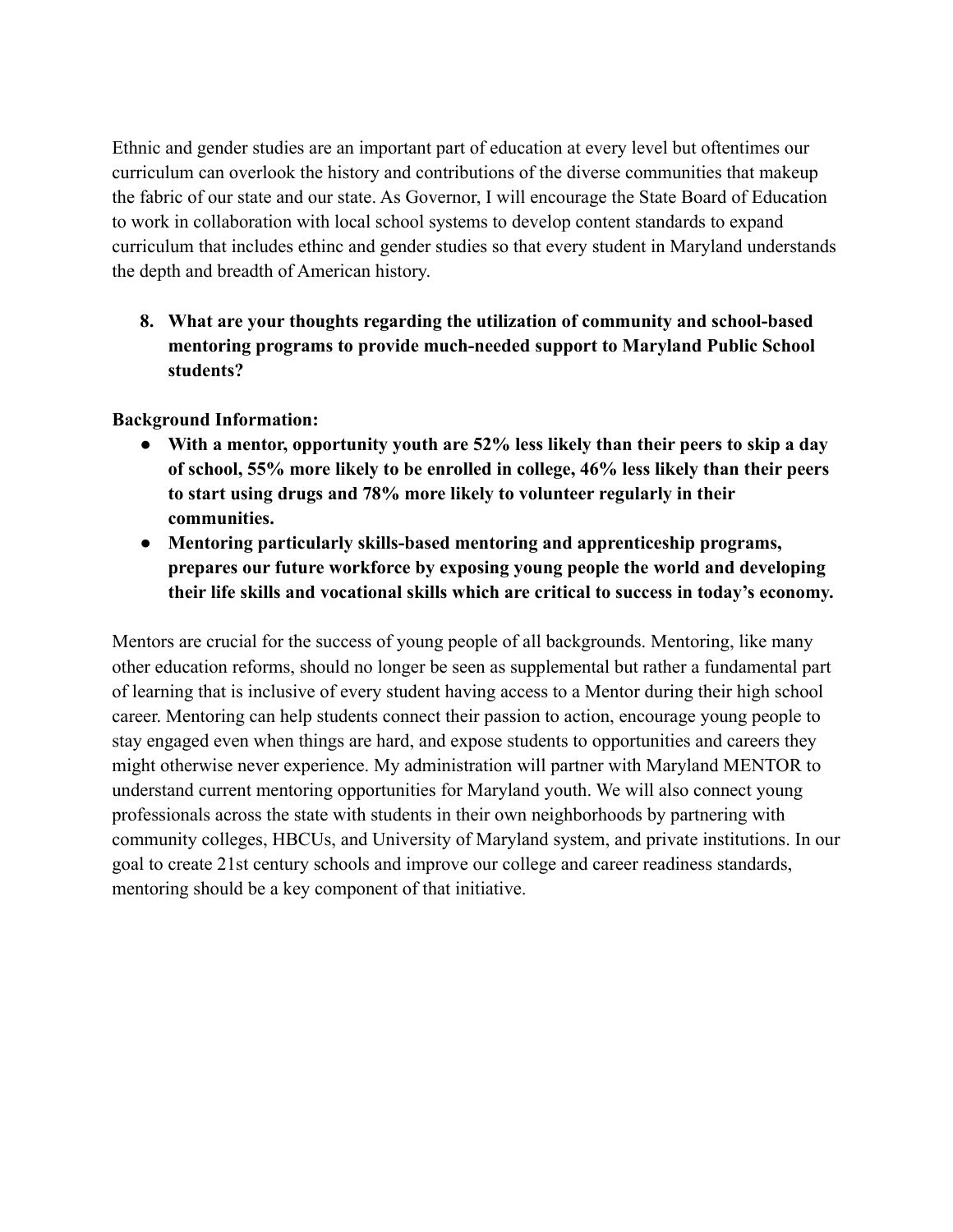Ethnic and gender studies are an important part of education at every level but oftentimes our curriculum can overlook the history and contributions of the diverse communities that makeup the fabric of our state and our state. As Governor, I will encourage the State Board of Education to work in collaboration with local school systems to develop content standards to expand curriculum that includes ethinc and gender studies so that every student in Maryland understands the depth and breadth of American history.

8. **What are your thoughts regarding the utilization of community and school-based mentoring programs to provide much-needed support to Maryland Public School students?**

**Background Information:**

- **With a mentor, opportunity youth are 52% less likely than their peers to skip a day of school, 55% more likely to be enrolled in college, 46% less likely than their peers to start using drugs and 78% more likely to volunteer regularly in their communities.**
- **Mentoring particularly skills-based mentoring and apprenticeship programs, prepares our future workforce by exposing young people the world and developing their life skills and vocational skills which are critical to success in today's economy.**

Mentors are crucial for the success of young people of all backgrounds. Mentoring, like many other education reforms, should no longer be seen as supplemental but rather a fundamental part of learning that is inclusive of every student having access to a Mentor during their high school career. Mentoring can help students connect their passion to action, encourage young people to stay engaged even when things are hard, and expose students to opportunities and careers they might otherwise never experience. My administration will partner with Maryland MENTOR to understand current mentoring opportunities for Maryland youth. We will also connect young professionals across the state with students in their own neighborhoods by partnering with community colleges, HBCUs, and University of Maryland system, and private institutions. In our goal to create 21st century schools and improve our college and career readiness standards, mentoring should be a key component of that initiative.